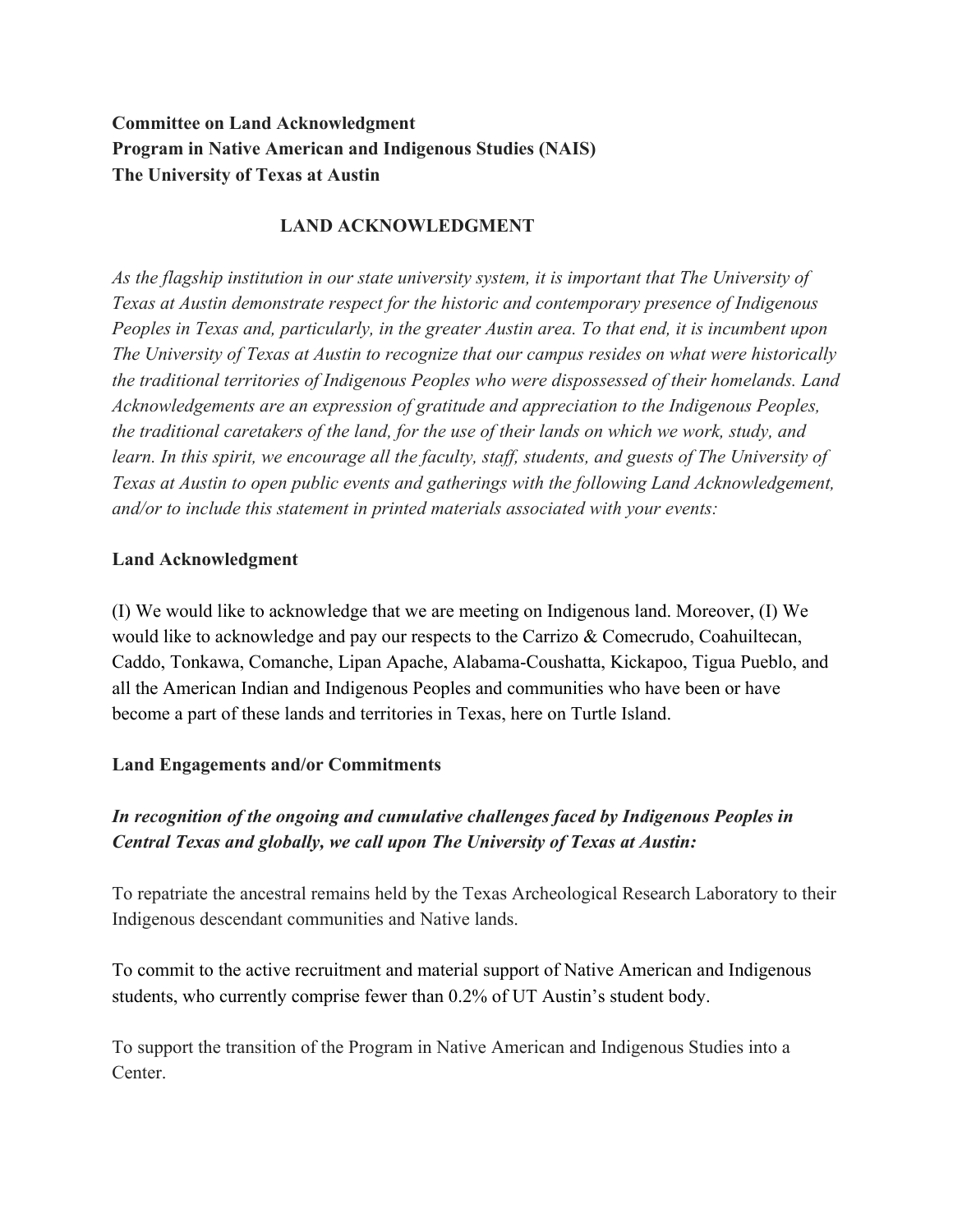**Committee on Land Acknowledgment**
**Program in Native American and Indigenous Studies (NAIS)**
**The University of Texas at Austin**

# LAND ACKNOWLEDGMENT

*As the flagship institution in our state university system, it is important that The University of Texas at Austin demonstrate respect for the historic and contemporary presence of Indigenous Peoples in Texas and, particularly, in the greater Austin area. To that end, it is incumbent upon The University of Texas at Austin to recognize that our campus resides on what were historically the traditional territories of Indigenous Peoples who were dispossessed of their homelands. Land Acknowledgements are an expression of gratitude and appreciation to the Indigenous Peoples, the traditional caretakers of the land, for the use of their lands on which we work, study, and learn. In this spirit, we encourage all the faculty, staff, students, and guests of The University of Texas at Austin to open public events and gatherings with the following Land Acknowledgement, and/or to include this statement in printed materials associated with your events:*

## Land Acknowledgment

(I) We would like to acknowledge that we are meeting on Indigenous land. Moreover, (I) We would like to acknowledge and pay our respects to the Carrizo & Comecrudo, Coahuiltecan, Caddo, Tonkawa, Comanche, Lipan Apache, Alabama-Coushatta, Kickapoo, Tigua Pueblo, and all the American Indian and Indigenous Peoples and communities who have been or have become a part of these lands and territories in Texas, here on Turtle Island.

## Land Engagements and/or Commitments

***In recognition of the ongoing and cumulative challenges faced by Indigenous Peoples in Central Texas and globally, we call upon The University of Texas at Austin:***

To repatriate the ancestral remains held by the Texas Archeological Research Laboratory to their Indigenous descendant communities and Native lands.

To commit to the active recruitment and material support of Native American and Indigenous students, who currently comprise fewer than 0.2% of UT Austin's student body.

To support the transition of the Program in Native American and Indigenous Studies into a Center.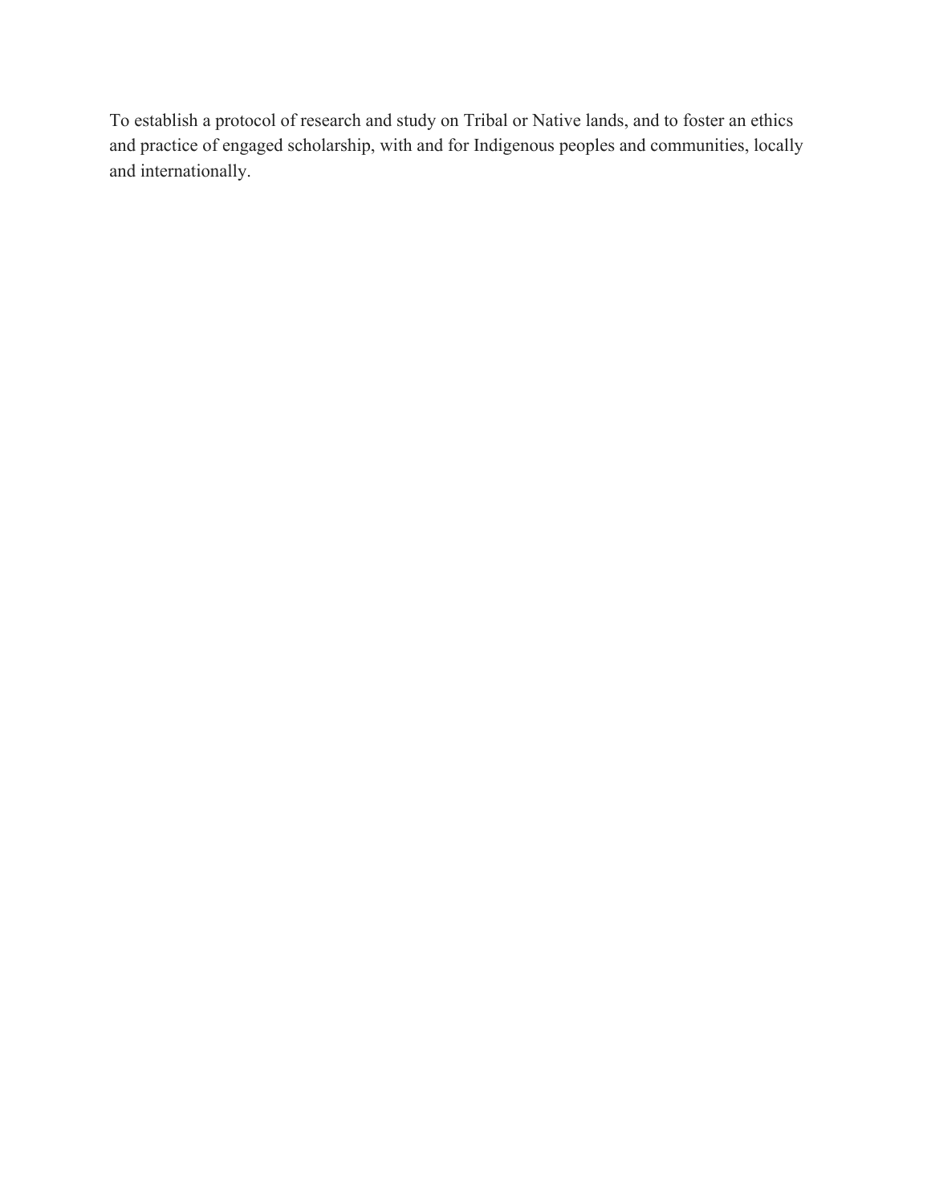To establish a protocol of research and study on Tribal or Native lands, and to foster an ethics and practice of engaged scholarship, with and for Indigenous peoples and communities, locally and internationally.